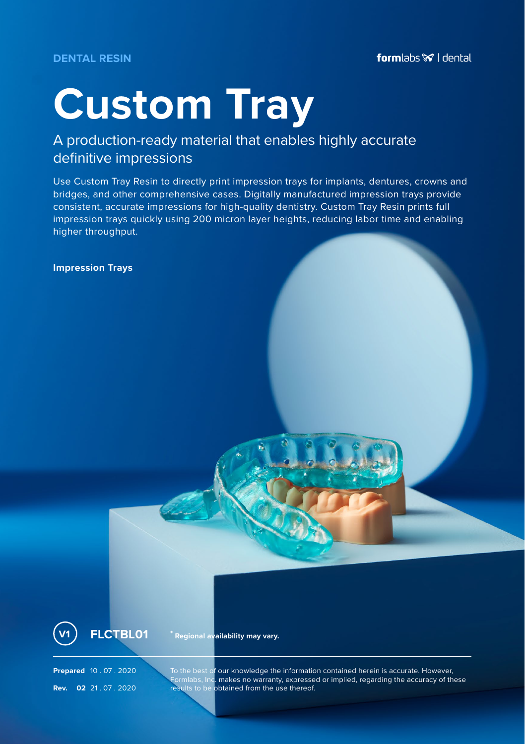**DENTAL RESIN**

formlabs | dental

# Custom Tray

## A production-ready material that enables highly accurate definitive impressions

Use Custom Tray Resin to directly print impression trays for implants, dentures, crowns and bridges, and other comprehensive cases. Digitally manufactured impression trays provide consistent, accurate impressions for high-quality dentistry. Custom Tray Resin prints full impression trays quickly using 200 micron layer heights, reducing labor time and enabling higher throughput.

**Impression Trays**

V1 **FLCTBL01**

* **Regional availability may vary.**

**Prepared** 10 . 07 . 2020

**Rev. 02** 21 . 07 . 2020

To the best of our knowledge the information contained herein is accurate. However, Formlabs, Inc. makes no warranty, expressed or implied, regarding the accuracy of these results to be obtained from the use thereof.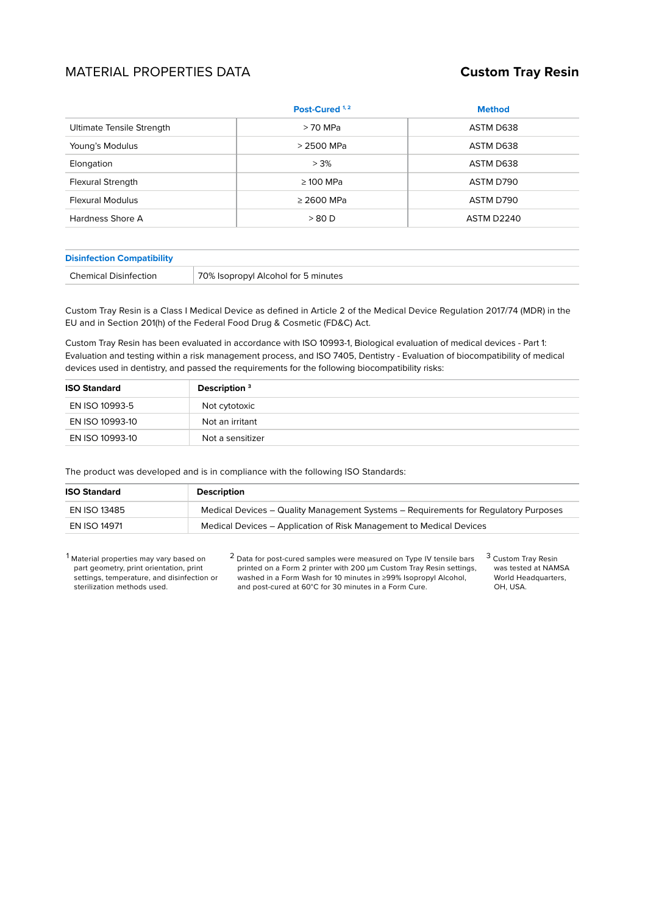# MATERIAL PROPERTIES DATA

## Custom Tray Resin

| | Post-Cured [1, 2] | Method |
|---|---|---|
| Ultimate Tensile Strength | > 70 MPa | ASTM D638 |
| Young's Modulus | > 2500 MPa | ASTM D638 |
| Elongation | > 3% | ASTM D638 |
| Flexural Strength | ≥ 100 MPa | ASTM D790 |
| Flexural Modulus | ≥ 2600 MPa | ASTM D790 |
| Hardness Shore A | > 80 D | ASTM D2240 |

| Disinfection Compatibility | |
|---|---|
| Chemical Disinfection | 70% Isopropyl Alcohol for 5 minutes |

Custom Tray Resin is a Class I Medical Device as defined in Article 2 of the Medical Device Regulation 2017/74 (MDR) in the EU and in Section 201(h) of the Federal Food Drug & Cosmetic (FD&C) Act.

Custom Tray Resin has been evaluated in accordance with ISO 10993-1, Biological evaluation of medical devices - Part 1: Evaluation and testing within a risk management process, and ISO 7405, Dentistry - Evaluation of biocompatibility of medical devices used in dentistry, and passed the requirements for the following biocompatibility risks:

| ISO Standard | Description [3] |
|---|---|
| EN ISO 10993-5 | Not cytotoxic |
| EN ISO 10993-10 | Not an irritant |
| EN ISO 10993-10 | Not a sensitizer |

The product was developed and is in compliance with the following ISO Standards:

| ISO Standard | Description |
|---|---|
| EN ISO 13485 | Medical Devices – Quality Management Systems – Requirements for Regulatory Purposes |
| EN ISO 14971 | Medical Devices – Application of Risk Management to Medical Devices |

[1] Material properties may vary based on part geometry, print orientation, print settings, temperature, and disinfection or sterilization methods used.

[2] Data for post-cured samples were measured on Type IV tensile bars printed on a Form 2 printer with 200 µm Custom Tray Resin settings, washed in a Form Wash for 10 minutes in ≥99% Isopropyl Alcohol, and post-cured at 60°C for 30 minutes in a Form Cure.

[3] Custom Tray Resin was tested at NAMSA World Headquarters, OH, USA.